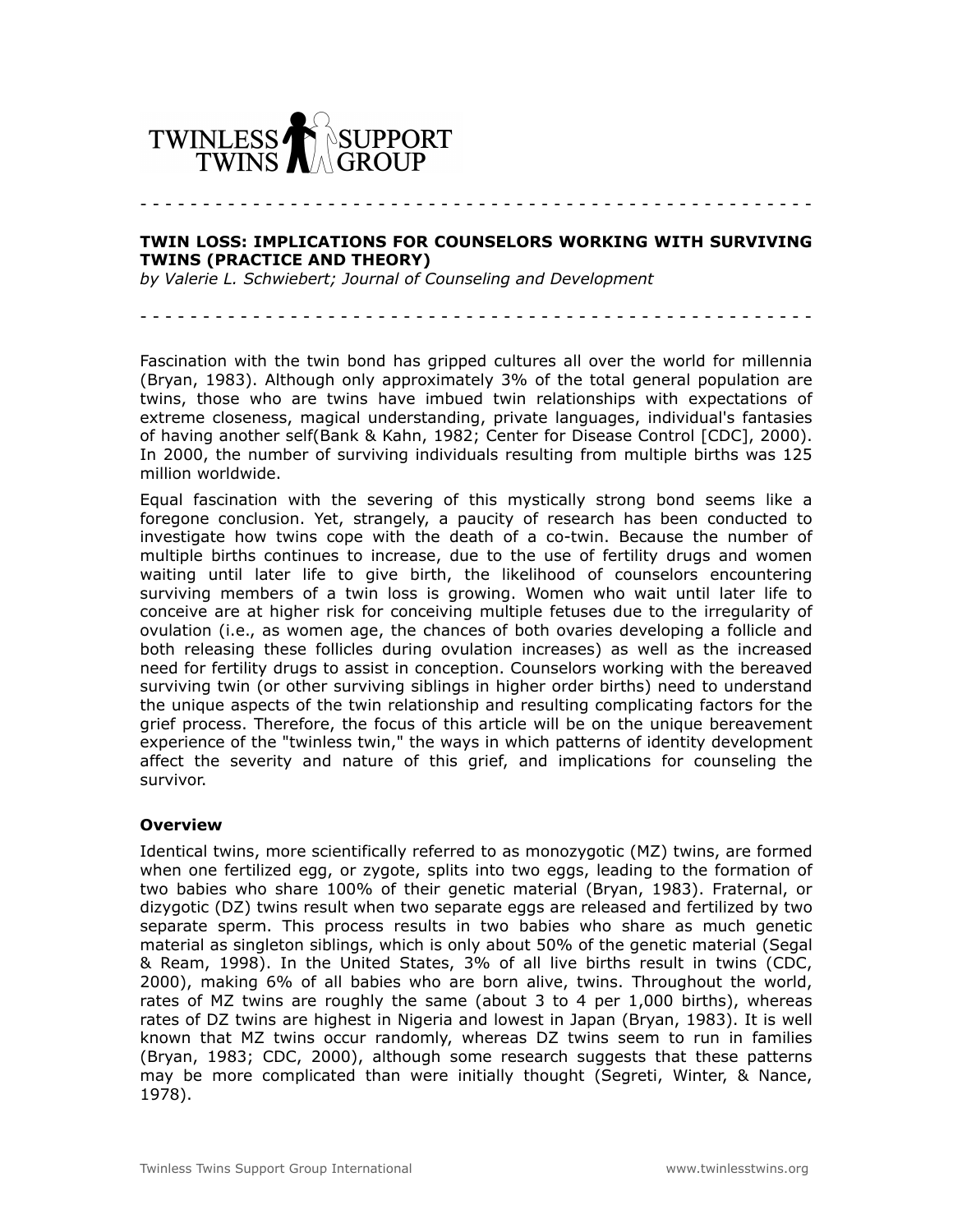TWINLESS TWINS SUPPORT GROUP

# TWIN LOSS: IMPLICATIONS FOR COUNSELORS WORKING WITH SURVIVING TWINS (PRACTICE AND THEORY)

*by Valerie L. Schwiebert; Journal of Counseling and Development*

Fascination with the twin bond has gripped cultures all over the world for millennia (Bryan, 1983). Although only approximately 3% of the total general population are twins, those who are twins have imbued twin relationships with expectations of extreme closeness, magical understanding, private languages, individual's fantasies of having another self(Bank & Kahn, 1982; Center for Disease Control [CDC], 2000). In 2000, the number of surviving individuals resulting from multiple births was 125 million worldwide.

Equal fascination with the severing of this mystically strong bond seems like a foregone conclusion. Yet, strangely, a paucity of research has been conducted to investigate how twins cope with the death of a co-twin. Because the number of multiple births continues to increase, due to the use of fertility drugs and women waiting until later life to give birth, the likelihood of counselors encountering surviving members of a twin loss is growing. Women who wait until later life to conceive are at higher risk for conceiving multiple fetuses due to the irregularity of ovulation (i.e., as women age, the chances of both ovaries developing a follicle and both releasing these follicles during ovulation increases) as well as the increased need for fertility drugs to assist in conception. Counselors working with the bereaved surviving twin (or other surviving siblings in higher order births) need to understand the unique aspects of the twin relationship and resulting complicating factors for the grief process. Therefore, the focus of this article will be on the unique bereavement experience of the "twinless twin," the ways in which patterns of identity development affect the severity and nature of this grief, and implications for counseling the survivor.

## Overview

Identical twins, more scientifically referred to as monozygotic (MZ) twins, are formed when one fertilized egg, or zygote, splits into two eggs, leading to the formation of two babies who share 100% of their genetic material (Bryan, 1983). Fraternal, or dizygotic (DZ) twins result when two separate eggs are released and fertilized by two separate sperm. This process results in two babies who share as much genetic material as singleton siblings, which is only about 50% of the genetic material (Segal & Ream, 1998). In the United States, 3% of all live births result in twins (CDC, 2000), making 6% of all babies who are born alive, twins. Throughout the world, rates of MZ twins are roughly the same (about 3 to 4 per 1,000 births), whereas rates of DZ twins are highest in Nigeria and lowest in Japan (Bryan, 1983). It is well known that MZ twins occur randomly, whereas DZ twins seem to run in families (Bryan, 1983; CDC, 2000), although some research suggests that these patterns may be more complicated than were initially thought (Segreti, Winter, & Nance, 1978).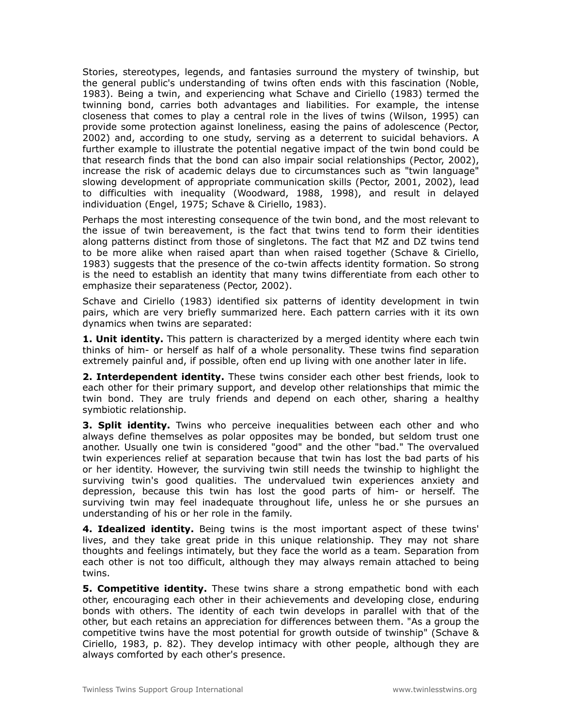Stories, stereotypes, legends, and fantasies surround the mystery of twinship, but the general public's understanding of twins often ends with this fascination (Noble, 1983). Being a twin, and experiencing what Schave and Ciriello (1983) termed the twinning bond, carries both advantages and liabilities. For example, the intense closeness that comes to play a central role in the lives of twins (Wilson, 1995) can provide some protection against loneliness, easing the pains of adolescence (Pector, 2002) and, according to one study, serving as a deterrent to suicidal behaviors. A further example to illustrate the potential negative impact of the twin bond could be that research finds that the bond can also impair social relationships (Pector, 2002), increase the risk of academic delays due to circumstances such as "twin language" slowing development of appropriate communication skills (Pector, 2001, 2002), lead to difficulties with inequality (Woodward, 1988, 1998), and result in delayed individuation (Engel, 1975; Schave & Ciriello, 1983).

Perhaps the most interesting consequence of the twin bond, and the most relevant to the issue of twin bereavement, is the fact that twins tend to form their identities along patterns distinct from those of singletons. The fact that MZ and DZ twins tend to be more alike when raised apart than when raised together (Schave & Ciriello, 1983) suggests that the presence of the co-twin affects identity formation. So strong is the need to establish an identity that many twins differentiate from each other to emphasize their separateness (Pector, 2002).

Schave and Ciriello (1983) identified six patterns of identity development in twin pairs, which are very briefly summarized here. Each pattern carries with it its own dynamics when twins are separated:

**1. Unit identity.** This pattern is characterized by a merged identity where each twin thinks of him- or herself as half of a whole personality. These twins find separation extremely painful and, if possible, often end up living with one another later in life.

**2. Interdependent identity.** These twins consider each other best friends, look to each other for their primary support, and develop other relationships that mimic the twin bond. They are truly friends and depend on each other, sharing a healthy symbiotic relationship.

**3. Split identity.** Twins who perceive inequalities between each other and who always define themselves as polar opposites may be bonded, but seldom trust one another. Usually one twin is considered "good" and the other "bad." The overvalued twin experiences relief at separation because that twin has lost the bad parts of his or her identity. However, the surviving twin still needs the twinship to highlight the surviving twin's good qualities. The undervalued twin experiences anxiety and depression, because this twin has lost the good parts of him- or herself. The surviving twin may feel inadequate throughout life, unless he or she pursues an understanding of his or her role in the family.

**4. Idealized identity.** Being twins is the most important aspect of these twins' lives, and they take great pride in this unique relationship. They may not share thoughts and feelings intimately, but they face the world as a team. Separation from each other is not too difficult, although they may always remain attached to being twins.

**5. Competitive identity.** These twins share a strong empathetic bond with each other, encouraging each other in their achievements and developing close, enduring bonds with others. The identity of each twin develops in parallel with that of the other, but each retains an appreciation for differences between them. "As a group the competitive twins have the most potential for growth outside of twinship" (Schave & Ciriello, 1983, p. 82). They develop intimacy with other people, although they are always comforted by each other's presence.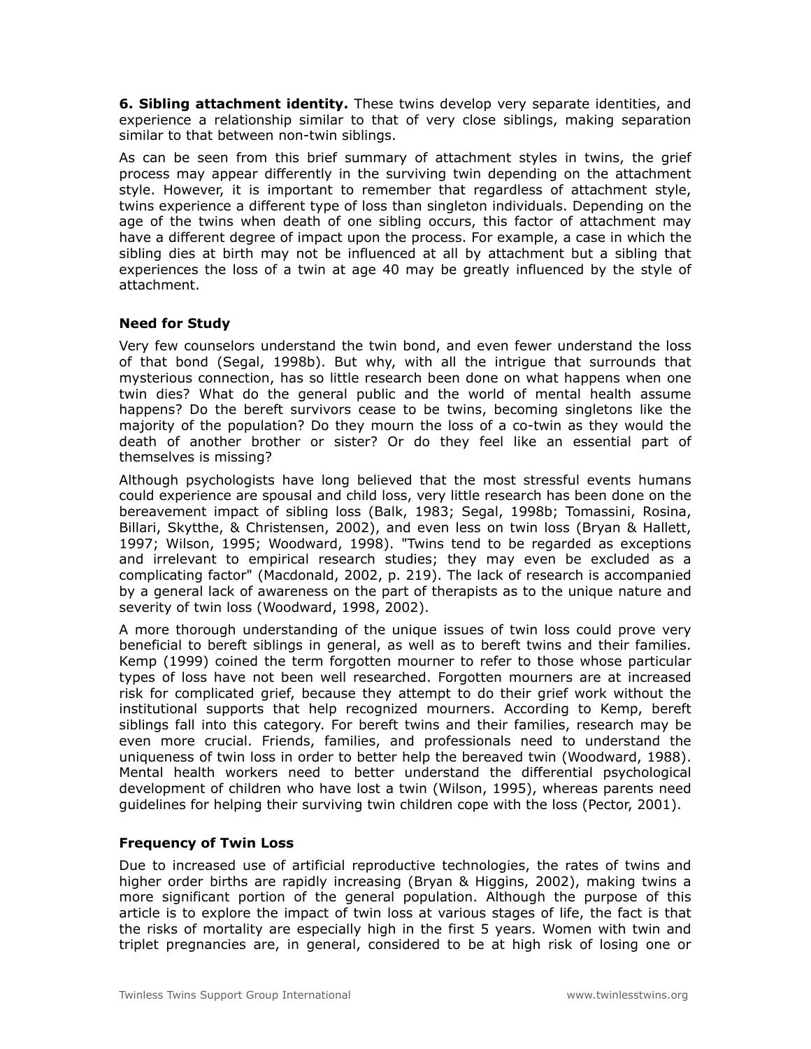**6. Sibling attachment identity.** These twins develop very separate identities, and experience a relationship similar to that of very close siblings, making separation similar to that between non-twin siblings.

As can be seen from this brief summary of attachment styles in twins, the grief process may appear differently in the surviving twin depending on the attachment style. However, it is important to remember that regardless of attachment style, twins experience a different type of loss than singleton individuals. Depending on the age of the twins when death of one sibling occurs, this factor of attachment may have a different degree of impact upon the process. For example, a case in which the sibling dies at birth may not be influenced at all by attachment but a sibling that experiences the loss of a twin at age 40 may be greatly influenced by the style of attachment.

### Need for Study

Very few counselors understand the twin bond, and even fewer understand the loss of that bond (Segal, 1998b). But why, with all the intrigue that surrounds that mysterious connection, has so little research been done on what happens when one twin dies? What do the general public and the world of mental health assume happens? Do the bereft survivors cease to be twins, becoming singletons like the majority of the population? Do they mourn the loss of a co-twin as they would the death of another brother or sister? Or do they feel like an essential part of themselves is missing?

Although psychologists have long believed that the most stressful events humans could experience are spousal and child loss, very little research has been done on the bereavement impact of sibling loss (Balk, 1983; Segal, 1998b; Tomassini, Rosina, Billari, Skytthe, & Christensen, 2002), and even less on twin loss (Bryan & Hallett, 1997; Wilson, 1995; Woodward, 1998). "Twins tend to be regarded as exceptions and irrelevant to empirical research studies; they may even be excluded as a complicating factor" (Macdonald, 2002, p. 219). The lack of research is accompanied by a general lack of awareness on the part of therapists as to the unique nature and severity of twin loss (Woodward, 1998, 2002).

A more thorough understanding of the unique issues of twin loss could prove very beneficial to bereft siblings in general, as well as to bereft twins and their families. Kemp (1999) coined the term forgotten mourner to refer to those whose particular types of loss have not been well researched. Forgotten mourners are at increased risk for complicated grief, because they attempt to do their grief work without the institutional supports that help recognized mourners. According to Kemp, bereft siblings fall into this category. For bereft twins and their families, research may be even more crucial. Friends, families, and professionals need to understand the uniqueness of twin loss in order to better help the bereaved twin (Woodward, 1988). Mental health workers need to better understand the differential psychological development of children who have lost a twin (Wilson, 1995), whereas parents need guidelines for helping their surviving twin children cope with the loss (Pector, 2001).

### Frequency of Twin Loss

Due to increased use of artificial reproductive technologies, the rates of twins and higher order births are rapidly increasing (Bryan & Higgins, 2002), making twins a more significant portion of the general population. Although the purpose of this article is to explore the impact of twin loss at various stages of life, the fact is that the risks of mortality are especially high in the first 5 years. Women with twin and triplet pregnancies are, in general, considered to be at high risk of losing one or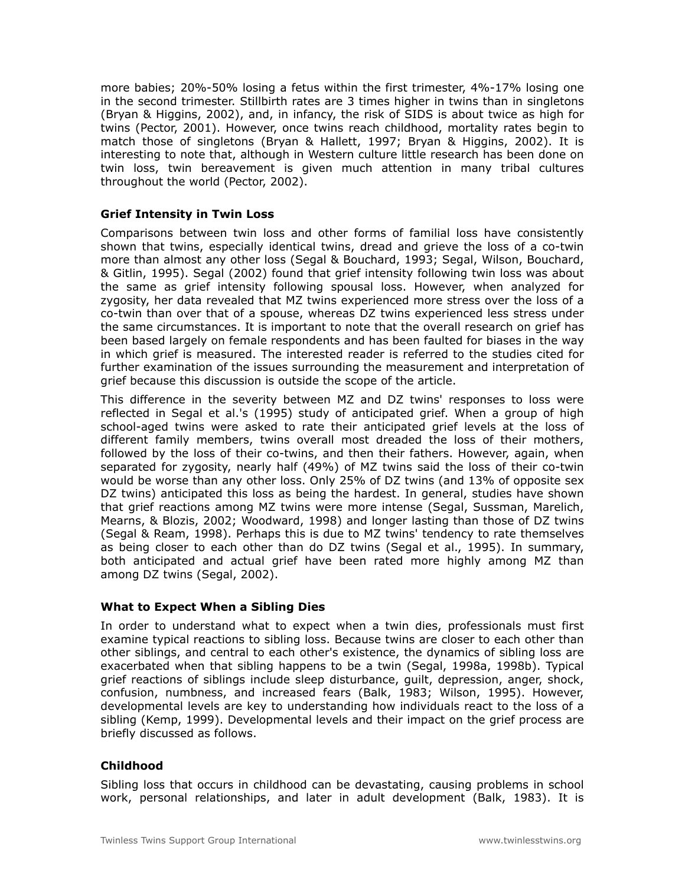more babies; 20%-50% losing a fetus within the first trimester, 4%-17% losing one in the second trimester. Stillbirth rates are 3 times higher in twins than in singletons (Bryan & Higgins, 2002), and, in infancy, the risk of SIDS is about twice as high for twins (Pector, 2001). However, once twins reach childhood, mortality rates begin to match those of singletons (Bryan & Hallett, 1997; Bryan & Higgins, 2002). It is interesting to note that, although in Western culture little research has been done on twin loss, twin bereavement is given much attention in many tribal cultures throughout the world (Pector, 2002).

### Grief Intensity in Twin Loss

Comparisons between twin loss and other forms of familial loss have consistently shown that twins, especially identical twins, dread and grieve the loss of a co-twin more than almost any other loss (Segal & Bouchard, 1993; Segal, Wilson, Bouchard, & Gitlin, 1995). Segal (2002) found that grief intensity following twin loss was about the same as grief intensity following spousal loss. However, when analyzed for zygosity, her data revealed that MZ twins experienced more stress over the loss of a co-twin than over that of a spouse, whereas DZ twins experienced less stress under the same circumstances. It is important to note that the overall research on grief has been based largely on female respondents and has been faulted for biases in the way in which grief is measured. The interested reader is referred to the studies cited for further examination of the issues surrounding the measurement and interpretation of grief because this discussion is outside the scope of the article.

This difference in the severity between MZ and DZ twins' responses to loss were reflected in Segal et al.'s (1995) study of anticipated grief. When a group of high school-aged twins were asked to rate their anticipated grief levels at the loss of different family members, twins overall most dreaded the loss of their mothers, followed by the loss of their co-twins, and then their fathers. However, again, when separated for zygosity, nearly half (49%) of MZ twins said the loss of their co-twin would be worse than any other loss. Only 25% of DZ twins (and 13% of opposite sex DZ twins) anticipated this loss as being the hardest. In general, studies have shown that grief reactions among MZ twins were more intense (Segal, Sussman, Marelich, Mearns, & Blozis, 2002; Woodward, 1998) and longer lasting than those of DZ twins (Segal & Ream, 1998). Perhaps this is due to MZ twins' tendency to rate themselves as being closer to each other than do DZ twins (Segal et al., 1995). In summary, both anticipated and actual grief have been rated more highly among MZ than among DZ twins (Segal, 2002).

### What to Expect When a Sibling Dies

In order to understand what to expect when a twin dies, professionals must first examine typical reactions to sibling loss. Because twins are closer to each other than other siblings, and central to each other's existence, the dynamics of sibling loss are exacerbated when that sibling happens to be a twin (Segal, 1998a, 1998b). Typical grief reactions of siblings include sleep disturbance, guilt, depression, anger, shock, confusion, numbness, and increased fears (Balk, 1983; Wilson, 1995). However, developmental levels are key to understanding how individuals react to the loss of a sibling (Kemp, 1999). Developmental levels and their impact on the grief process are briefly discussed as follows.

### Childhood

Sibling loss that occurs in childhood can be devastating, causing problems in school work, personal relationships, and later in adult development (Balk, 1983). It is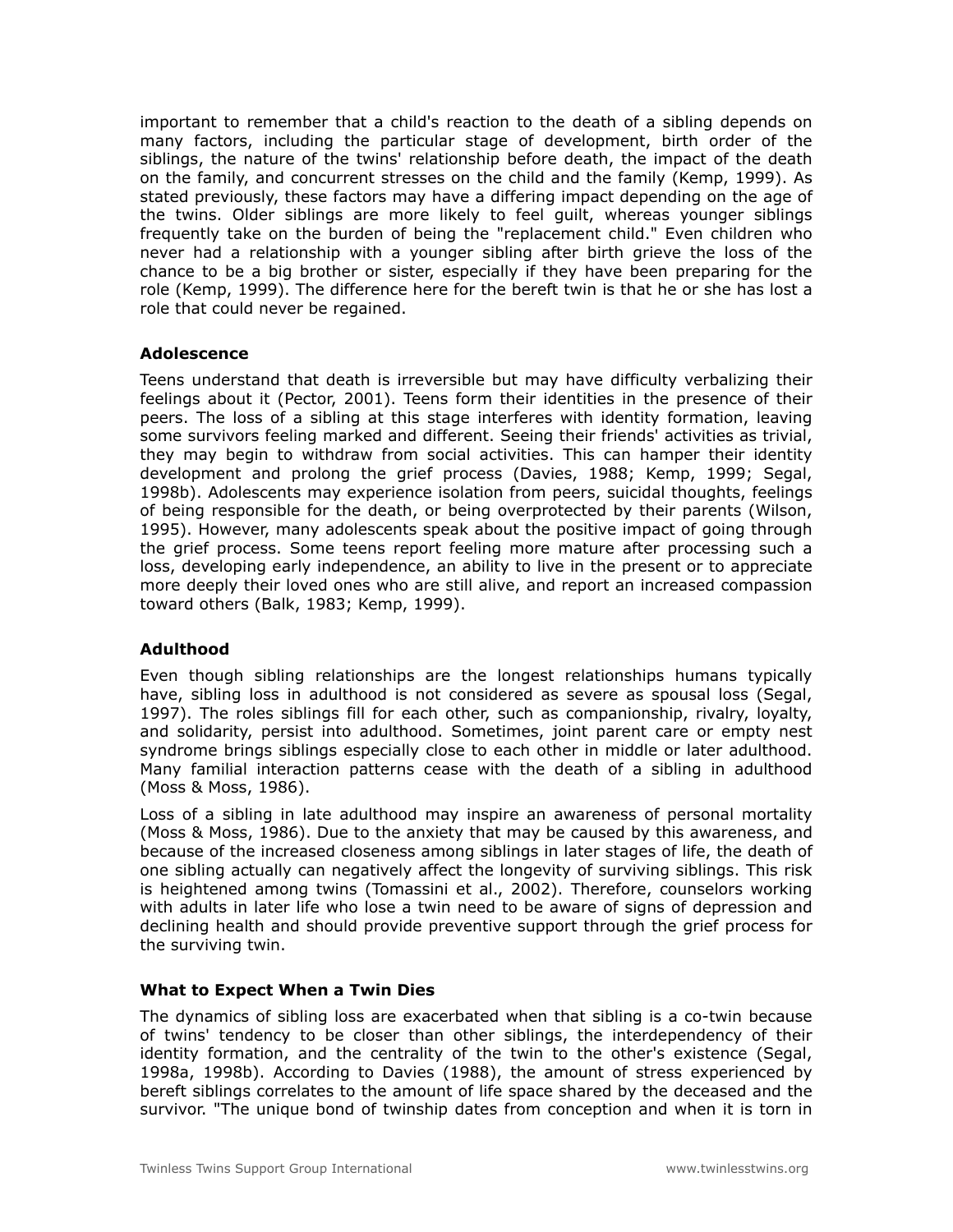important to remember that a child's reaction to the death of a sibling depends on many factors, including the particular stage of development, birth order of the siblings, the nature of the twins' relationship before death, the impact of the death on the family, and concurrent stresses on the child and the family (Kemp, 1999). As stated previously, these factors may have a differing impact depending on the age of the twins. Older siblings are more likely to feel guilt, whereas younger siblings frequently take on the burden of being the "replacement child." Even children who never had a relationship with a younger sibling after birth grieve the loss of the chance to be a big brother or sister, especially if they have been preparing for the role (Kemp, 1999). The difference here for the bereft twin is that he or she has lost a role that could never be regained.

### Adolescence

Teens understand that death is irreversible but may have difficulty verbalizing their feelings about it (Pector, 2001). Teens form their identities in the presence of their peers. The loss of a sibling at this stage interferes with identity formation, leaving some survivors feeling marked and different. Seeing their friends' activities as trivial, they may begin to withdraw from social activities. This can hamper their identity development and prolong the grief process (Davies, 1988; Kemp, 1999; Segal, 1998b). Adolescents may experience isolation from peers, suicidal thoughts, feelings of being responsible for the death, or being overprotected by their parents (Wilson, 1995). However, many adolescents speak about the positive impact of going through the grief process. Some teens report feeling more mature after processing such a loss, developing early independence, an ability to live in the present or to appreciate more deeply their loved ones who are still alive, and report an increased compassion toward others (Balk, 1983; Kemp, 1999).

### Adulthood

Even though sibling relationships are the longest relationships humans typically have, sibling loss in adulthood is not considered as severe as spousal loss (Segal, 1997). The roles siblings fill for each other, such as companionship, rivalry, loyalty, and solidarity, persist into adulthood. Sometimes, joint parent care or empty nest syndrome brings siblings especially close to each other in middle or later adulthood. Many familial interaction patterns cease with the death of a sibling in adulthood (Moss & Moss, 1986).

Loss of a sibling in late adulthood may inspire an awareness of personal mortality (Moss & Moss, 1986). Due to the anxiety that may be caused by this awareness, and because of the increased closeness among siblings in later stages of life, the death of one sibling actually can negatively affect the longevity of surviving siblings. This risk is heightened among twins (Tomassini et al., 2002). Therefore, counselors working with adults in later life who lose a twin need to be aware of signs of depression and declining health and should provide preventive support through the grief process for the surviving twin.

### What to Expect When a Twin Dies

The dynamics of sibling loss are exacerbated when that sibling is a co-twin because of twins' tendency to be closer than other siblings, the interdependency of their identity formation, and the centrality of the twin to the other's existence (Segal, 1998a, 1998b). According to Davies (1988), the amount of stress experienced by bereft siblings correlates to the amount of life space shared by the deceased and the survivor. "The unique bond of twinship dates from conception and when it is torn in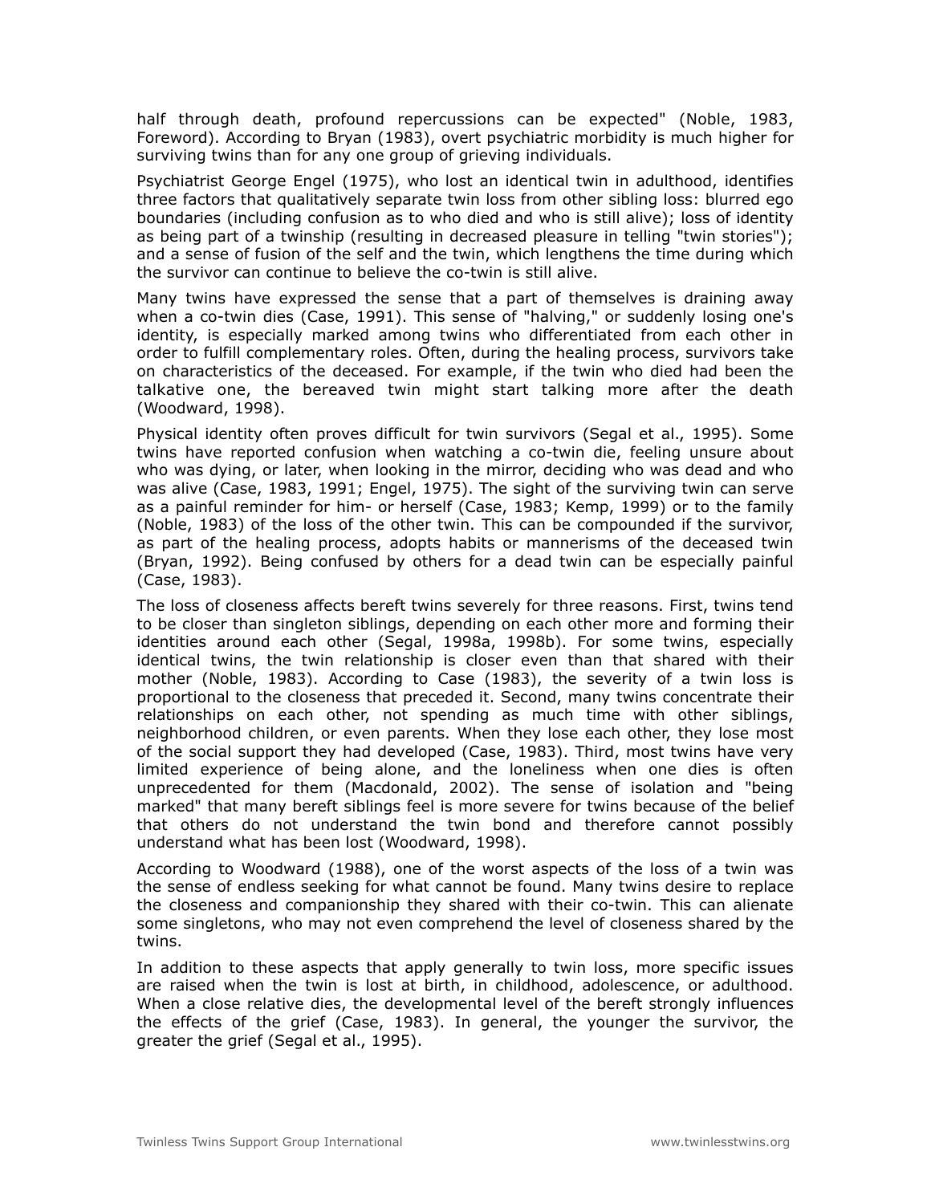half through death, profound repercussions can be expected" (Noble, 1983, Foreword). According to Bryan (1983), overt psychiatric morbidity is much higher for surviving twins than for any one group of grieving individuals.

Psychiatrist George Engel (1975), who lost an identical twin in adulthood, identifies three factors that qualitatively separate twin loss from other sibling loss: blurred ego boundaries (including confusion as to who died and who is still alive); loss of identity as being part of a twinship (resulting in decreased pleasure in telling "twin stories"); and a sense of fusion of the self and the twin, which lengthens the time during which the survivor can continue to believe the co-twin is still alive.

Many twins have expressed the sense that a part of themselves is draining away when a co-twin dies (Case, 1991). This sense of "halving," or suddenly losing one's identity, is especially marked among twins who differentiated from each other in order to fulfill complementary roles. Often, during the healing process, survivors take on characteristics of the deceased. For example, if the twin who died had been the talkative one, the bereaved twin might start talking more after the death (Woodward, 1998).

Physical identity often proves difficult for twin survivors (Segal et al., 1995). Some twins have reported confusion when watching a co-twin die, feeling unsure about who was dying, or later, when looking in the mirror, deciding who was dead and who was alive (Case, 1983, 1991; Engel, 1975). The sight of the surviving twin can serve as a painful reminder for him- or herself (Case, 1983; Kemp, 1999) or to the family (Noble, 1983) of the loss of the other twin. This can be compounded if the survivor, as part of the healing process, adopts habits or mannerisms of the deceased twin (Bryan, 1992). Being confused by others for a dead twin can be especially painful (Case, 1983).

The loss of closeness affects bereft twins severely for three reasons. First, twins tend to be closer than singleton siblings, depending on each other more and forming their identities around each other (Segal, 1998a, 1998b). For some twins, especially identical twins, the twin relationship is closer even than that shared with their mother (Noble, 1983). According to Case (1983), the severity of a twin loss is proportional to the closeness that preceded it. Second, many twins concentrate their relationships on each other, not spending as much time with other siblings, neighborhood children, or even parents. When they lose each other, they lose most of the social support they had developed (Case, 1983). Third, most twins have very limited experience of being alone, and the loneliness when one dies is often unprecedented for them (Macdonald, 2002). The sense of isolation and "being marked" that many bereft siblings feel is more severe for twins because of the belief that others do not understand the twin bond and therefore cannot possibly understand what has been lost (Woodward, 1998).

According to Woodward (1988), one of the worst aspects of the loss of a twin was the sense of endless seeking for what cannot be found. Many twins desire to replace the closeness and companionship they shared with their co-twin. This can alienate some singletons, who may not even comprehend the level of closeness shared by the twins.

In addition to these aspects that apply generally to twin loss, more specific issues are raised when the twin is lost at birth, in childhood, adolescence, or adulthood. When a close relative dies, the developmental level of the bereft strongly influences the effects of the grief (Case, 1983). In general, the younger the survivor, the greater the grief (Segal et al., 1995).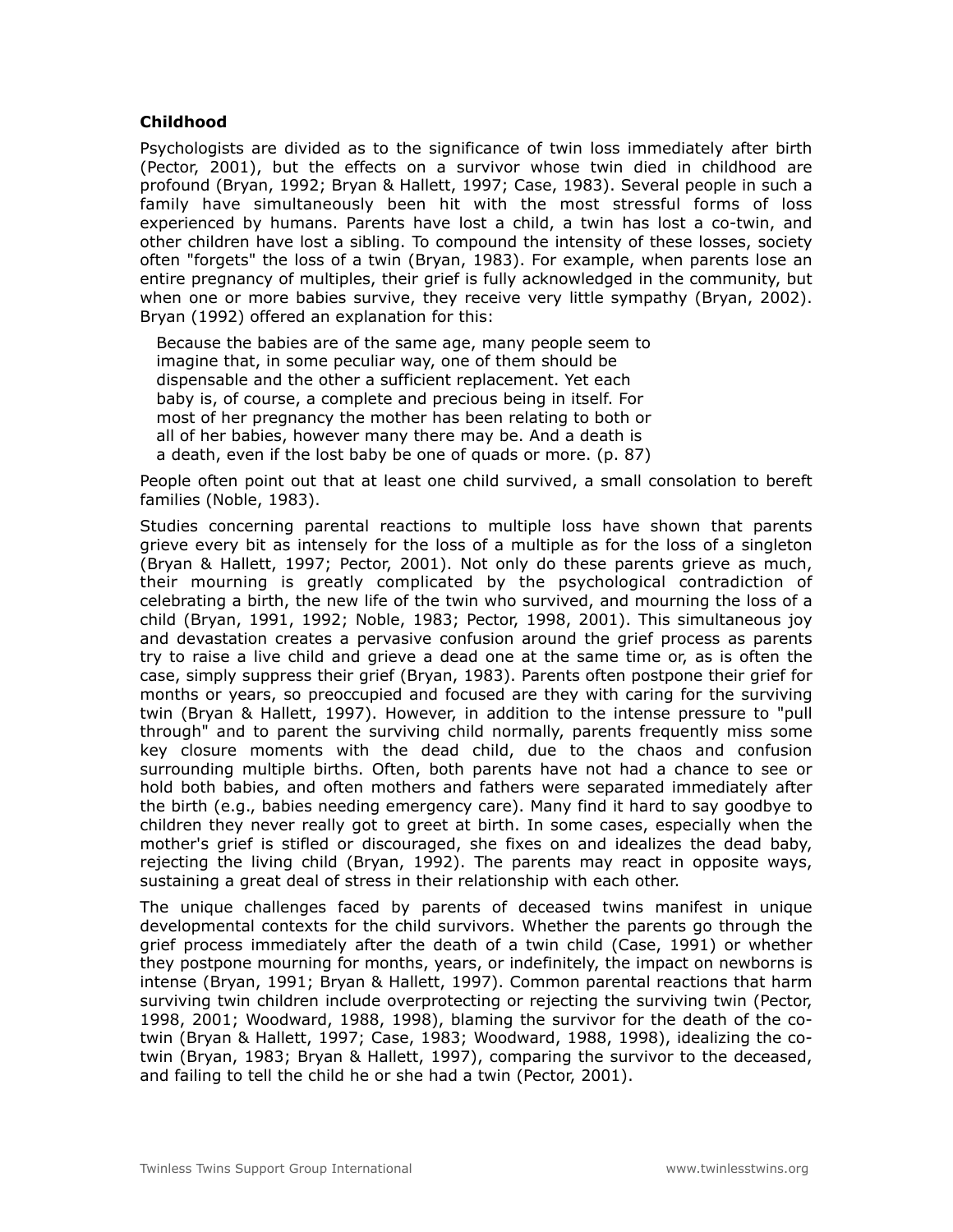### Childhood

Psychologists are divided as to the significance of twin loss immediately after birth (Pector, 2001), but the effects on a survivor whose twin died in childhood are profound (Bryan, 1992; Bryan & Hallett, 1997; Case, 1983). Several people in such a family have simultaneously been hit with the most stressful forms of loss experienced by humans. Parents have lost a child, a twin has lost a co-twin, and other children have lost a sibling. To compound the intensity of these losses, society often "forgets" the loss of a twin (Bryan, 1983). For example, when parents lose an entire pregnancy of multiples, their grief is fully acknowledged in the community, but when one or more babies survive, they receive very little sympathy (Bryan, 2002). Bryan (1992) offered an explanation for this:

> Because the babies are of the same age, many people seem to imagine that, in some peculiar way, one of them should be dispensable and the other a sufficient replacement. Yet each baby is, of course, a complete and precious being in itself. For most of her pregnancy the mother has been relating to both or all of her babies, however many there may be. And a death is a death, even if the lost baby be one of quads or more. (p. 87)

People often point out that at least one child survived, a small consolation to bereft families (Noble, 1983).

Studies concerning parental reactions to multiple loss have shown that parents grieve every bit as intensely for the loss of a multiple as for the loss of a singleton (Bryan & Hallett, 1997; Pector, 2001). Not only do these parents grieve as much, their mourning is greatly complicated by the psychological contradiction of celebrating a birth, the new life of the twin who survived, and mourning the loss of a child (Bryan, 1991, 1992; Noble, 1983; Pector, 1998, 2001). This simultaneous joy and devastation creates a pervasive confusion around the grief process as parents try to raise a live child and grieve a dead one at the same time or, as is often the case, simply suppress their grief (Bryan, 1983). Parents often postpone their grief for months or years, so preoccupied and focused are they with caring for the surviving twin (Bryan & Hallett, 1997). However, in addition to the intense pressure to "pull through" and to parent the surviving child normally, parents frequently miss some key closure moments with the dead child, due to the chaos and confusion surrounding multiple births. Often, both parents have not had a chance to see or hold both babies, and often mothers and fathers were separated immediately after the birth (e.g., babies needing emergency care). Many find it hard to say goodbye to children they never really got to greet at birth. In some cases, especially when the mother's grief is stifled or discouraged, she fixes on and idealizes the dead baby, rejecting the living child (Bryan, 1992). The parents may react in opposite ways, sustaining a great deal of stress in their relationship with each other.

The unique challenges faced by parents of deceased twins manifest in unique developmental contexts for the child survivors. Whether the parents go through the grief process immediately after the death of a twin child (Case, 1991) or whether they postpone mourning for months, years, or indefinitely, the impact on newborns is intense (Bryan, 1991; Bryan & Hallett, 1997). Common parental reactions that harm surviving twin children include overprotecting or rejecting the surviving twin (Pector, 1998, 2001; Woodward, 1988, 1998), blaming the survivor for the death of the co-twin (Bryan & Hallett, 1997; Case, 1983; Woodward, 1988, 1998), idealizing the co-twin (Bryan, 1983; Bryan & Hallett, 1997), comparing the survivor to the deceased, and failing to tell the child he or she had a twin (Pector, 2001).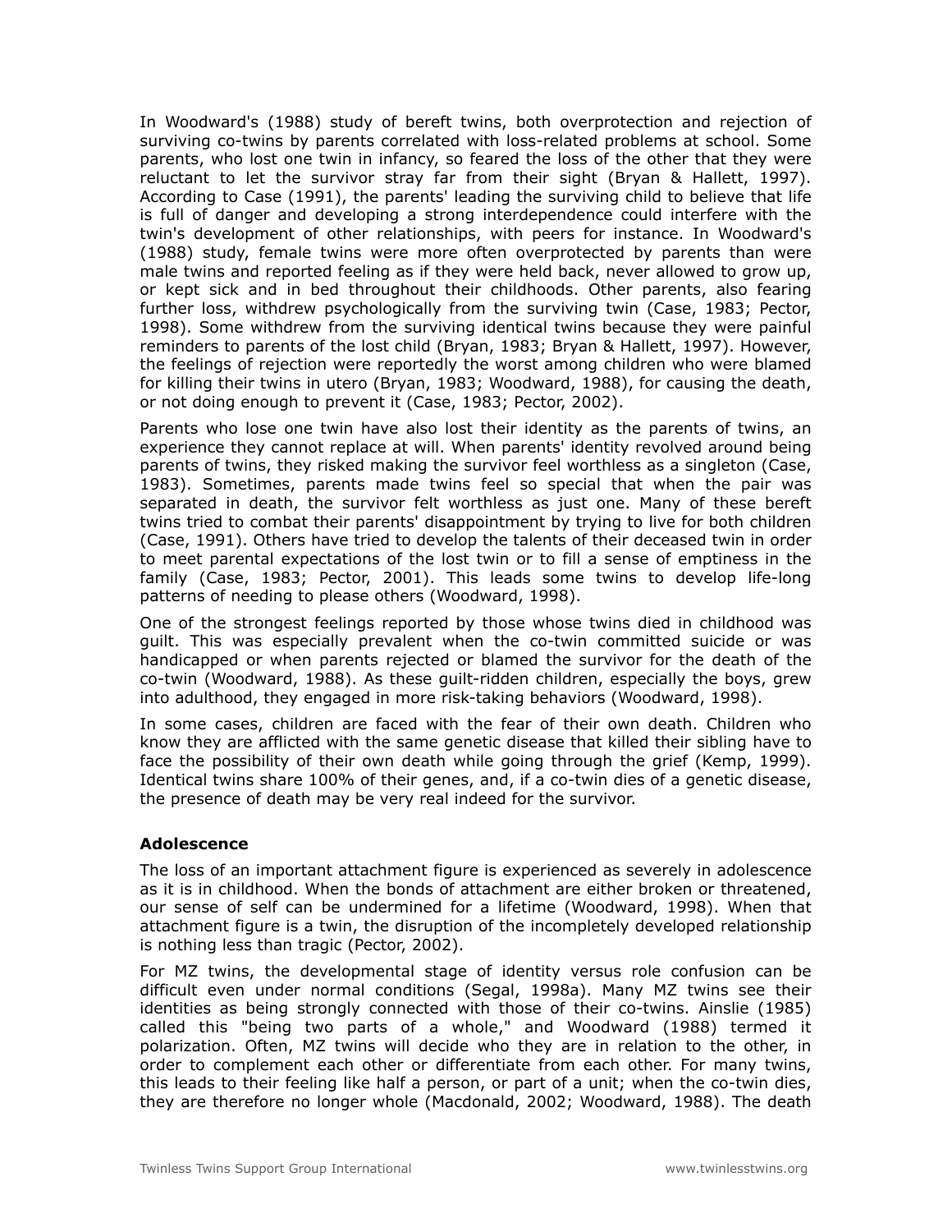In Woodward's (1988) study of bereft twins, both overprotection and rejection of surviving co-twins by parents correlated with loss-related problems at school. Some parents, who lost one twin in infancy, so feared the loss of the other that they were reluctant to let the survivor stray far from their sight (Bryan & Hallett, 1997). According to Case (1991), the parents' leading the surviving child to believe that life is full of danger and developing a strong interdependence could interfere with the twin's development of other relationships, with peers for instance. In Woodward's (1988) study, female twins were more often overprotected by parents than were male twins and reported feeling as if they were held back, never allowed to grow up, or kept sick and in bed throughout their childhoods. Other parents, also fearing further loss, withdrew psychologically from the surviving twin (Case, 1983; Pector, 1998). Some withdrew from the surviving identical twins because they were painful reminders to parents of the lost child (Bryan, 1983; Bryan & Hallett, 1997). However, the feelings of rejection were reportedly the worst among children who were blamed for killing their twins in utero (Bryan, 1983; Woodward, 1988), for causing the death, or not doing enough to prevent it (Case, 1983; Pector, 2002).

Parents who lose one twin have also lost their identity as the parents of twins, an experience they cannot replace at will. When parents' identity revolved around being parents of twins, they risked making the survivor feel worthless as a singleton (Case, 1983). Sometimes, parents made twins feel so special that when the pair was separated in death, the survivor felt worthless as just one. Many of these bereft twins tried to combat their parents' disappointment by trying to live for both children (Case, 1991). Others have tried to develop the talents of their deceased twin in order to meet parental expectations of the lost twin or to fill a sense of emptiness in the family (Case, 1983; Pector, 2001). This leads some twins to develop life-long patterns of needing to please others (Woodward, 1998).

One of the strongest feelings reported by those whose twins died in childhood was guilt. This was especially prevalent when the co-twin committed suicide or was handicapped or when parents rejected or blamed the survivor for the death of the co-twin (Woodward, 1988). As these guilt-ridden children, especially the boys, grew into adulthood, they engaged in more risk-taking behaviors (Woodward, 1998).

In some cases, children are faced with the fear of their own death. Children who know they are afflicted with the same genetic disease that killed their sibling have to face the possibility of their own death while going through the grief (Kemp, 1999). Identical twins share 100% of their genes, and, if a co-twin dies of a genetic disease, the presence of death may be very real indeed for the survivor.

### Adolescence

The loss of an important attachment figure is experienced as severely in adolescence as it is in childhood. When the bonds of attachment are either broken or threatened, our sense of self can be undermined for a lifetime (Woodward, 1998). When that attachment figure is a twin, the disruption of the incompletely developed relationship is nothing less than tragic (Pector, 2002).

For MZ twins, the developmental stage of identity versus role confusion can be difficult even under normal conditions (Segal, 1998a). Many MZ twins see their identities as being strongly connected with those of their co-twins. Ainslie (1985) called this "being two parts of a whole," and Woodward (1988) termed it polarization. Often, MZ twins will decide who they are in relation to the other, in order to complement each other or differentiate from each other. For many twins, this leads to their feeling like half a person, or part of a unit; when the co-twin dies, they are therefore no longer whole (Macdonald, 2002; Woodward, 1988). The death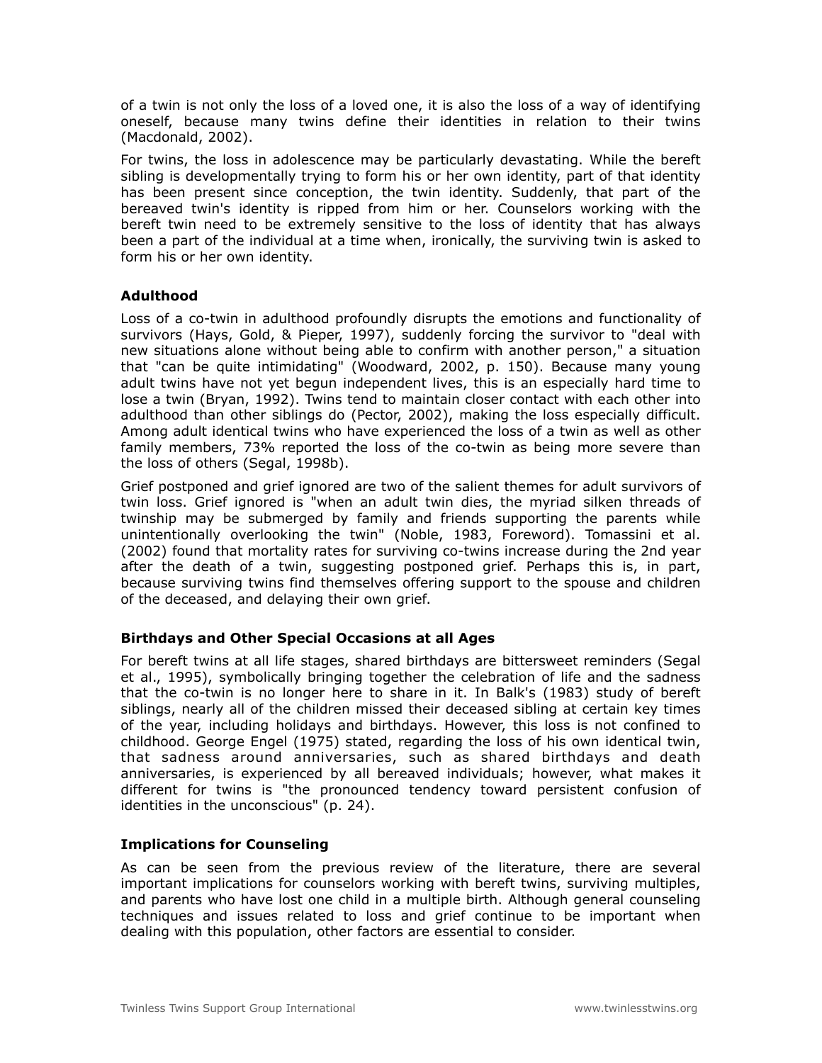of a twin is not only the loss of a loved one, it is also the loss of a way of identifying oneself, because many twins define their identities in relation to their twins (Macdonald, 2002).

For twins, the loss in adolescence may be particularly devastating. While the bereft sibling is developmentally trying to form his or her own identity, part of that identity has been present since conception, the twin identity. Suddenly, that part of the bereaved twin's identity is ripped from him or her. Counselors working with the bereft twin need to be extremely sensitive to the loss of identity that has always been a part of the individual at a time when, ironically, the surviving twin is asked to form his or her own identity.

### Adulthood

Loss of a co-twin in adulthood profoundly disrupts the emotions and functionality of survivors (Hays, Gold, & Pieper, 1997), suddenly forcing the survivor to "deal with new situations alone without being able to confirm with another person," a situation that "can be quite intimidating" (Woodward, 2002, p. 150). Because many young adult twins have not yet begun independent lives, this is an especially hard time to lose a twin (Bryan, 1992). Twins tend to maintain closer contact with each other into adulthood than other siblings do (Pector, 2002), making the loss especially difficult. Among adult identical twins who have experienced the loss of a twin as well as other family members, 73% reported the loss of the co-twin as being more severe than the loss of others (Segal, 1998b).

Grief postponed and grief ignored are two of the salient themes for adult survivors of twin loss. Grief ignored is "when an adult twin dies, the myriad silken threads of twinship may be submerged by family and friends supporting the parents while unintentionally overlooking the twin" (Noble, 1983, Foreword). Tomassini et al. (2002) found that mortality rates for surviving co-twins increase during the 2nd year after the death of a twin, suggesting postponed grief. Perhaps this is, in part, because surviving twins find themselves offering support to the spouse and children of the deceased, and delaying their own grief.

### Birthdays and Other Special Occasions at all Ages

For bereft twins at all life stages, shared birthdays are bittersweet reminders (Segal et al., 1995), symbolically bringing together the celebration of life and the sadness that the co-twin is no longer here to share in it. In Balk's (1983) study of bereft siblings, nearly all of the children missed their deceased sibling at certain key times of the year, including holidays and birthdays. However, this loss is not confined to childhood. George Engel (1975) stated, regarding the loss of his own identical twin, that sadness around anniversaries, such as shared birthdays and death anniversaries, is experienced by all bereaved individuals; however, what makes it different for twins is "the pronounced tendency toward persistent confusion of identities in the unconscious" (p. 24).

### Implications for Counseling

As can be seen from the previous review of the literature, there are several important implications for counselors working with bereft twins, surviving multiples, and parents who have lost one child in a multiple birth. Although general counseling techniques and issues related to loss and grief continue to be important when dealing with this population, other factors are essential to consider.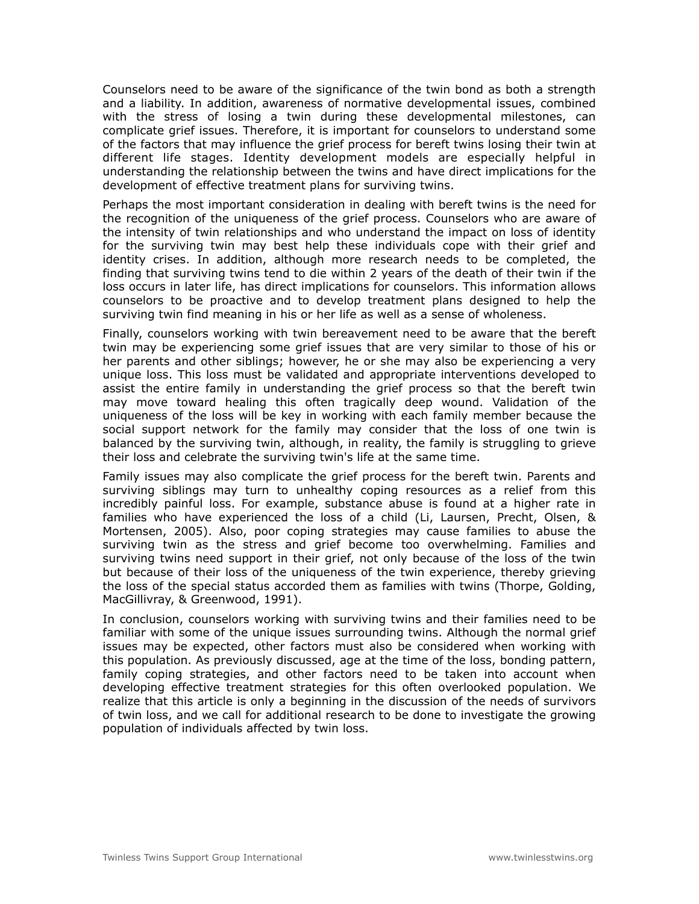Counselors need to be aware of the significance of the twin bond as both a strength and a liability. In addition, awareness of normative developmental issues, combined with the stress of losing a twin during these developmental milestones, can complicate grief issues. Therefore, it is important for counselors to understand some of the factors that may influence the grief process for bereft twins losing their twin at different life stages. Identity development models are especially helpful in understanding the relationship between the twins and have direct implications for the development of effective treatment plans for surviving twins.

Perhaps the most important consideration in dealing with bereft twins is the need for the recognition of the uniqueness of the grief process. Counselors who are aware of the intensity of twin relationships and who understand the impact on loss of identity for the surviving twin may best help these individuals cope with their grief and identity crises. In addition, although more research needs to be completed, the finding that surviving twins tend to die within 2 years of the death of their twin if the loss occurs in later life, has direct implications for counselors. This information allows counselors to be proactive and to develop treatment plans designed to help the surviving twin find meaning in his or her life as well as a sense of wholeness.

Finally, counselors working with twin bereavement need to be aware that the bereft twin may be experiencing some grief issues that are very similar to those of his or her parents and other siblings; however, he or she may also be experiencing a very unique loss. This loss must be validated and appropriate interventions developed to assist the entire family in understanding the grief process so that the bereft twin may move toward healing this often tragically deep wound. Validation of the uniqueness of the loss will be key in working with each family member because the social support network for the family may consider that the loss of one twin is balanced by the surviving twin, although, in reality, the family is struggling to grieve their loss and celebrate the surviving twin's life at the same time.

Family issues may also complicate the grief process for the bereft twin. Parents and surviving siblings may turn to unhealthy coping resources as a relief from this incredibly painful loss. For example, substance abuse is found at a higher rate in families who have experienced the loss of a child (Li, Laursen, Precht, Olsen, & Mortensen, 2005). Also, poor coping strategies may cause families to abuse the surviving twin as the stress and grief become too overwhelming. Families and surviving twins need support in their grief, not only because of the loss of the twin but because of their loss of the uniqueness of the twin experience, thereby grieving the loss of the special status accorded them as families with twins (Thorpe, Golding, MacGillivray, & Greenwood, 1991).

In conclusion, counselors working with surviving twins and their families need to be familiar with some of the unique issues surrounding twins. Although the normal grief issues may be expected, other factors must also be considered when working with this population. As previously discussed, age at the time of the loss, bonding pattern, family coping strategies, and other factors need to be taken into account when developing effective treatment strategies for this often overlooked population. We realize that this article is only a beginning in the discussion of the needs of survivors of twin loss, and we call for additional research to be done to investigate the growing population of individuals affected by twin loss.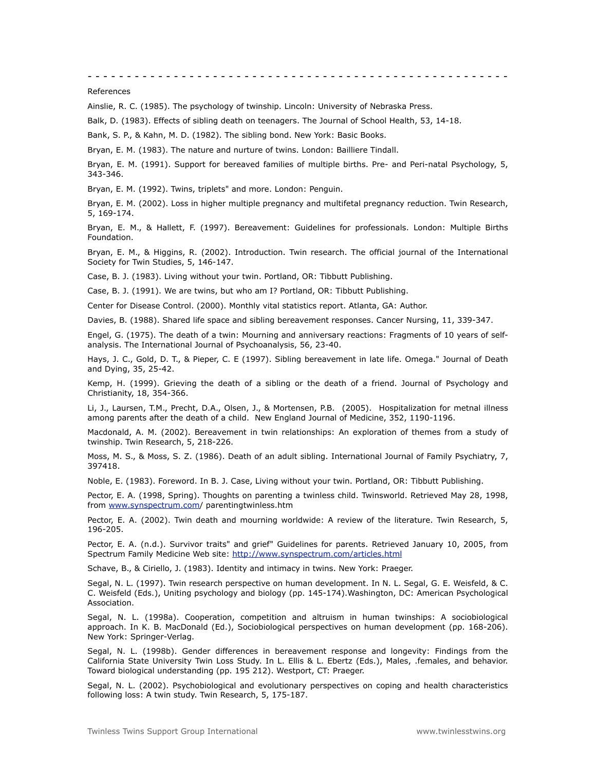- - - - - - - - - - - - - - - - - - - - - - - - - - - - - - - - - - - - - - - - - - - - - - - - - - - - - - - - -

References

Ainslie, R. C. (1985). The psychology of twinship. Lincoln: University of Nebraska Press.

Balk, D. (1983). Effects of sibling death on teenagers. The Journal of School Health, 53, 14-18.

Bank, S. P., & Kahn, M. D. (1982). The sibling bond. New York: Basic Books.

Bryan, E. M. (1983). The nature and nurture of twins. London: Bailliere Tindall.

Bryan, E. M. (1991). Support for bereaved families of multiple births. Pre- and Peri-natal Psychology, 5, 343-346.

Bryan, E. M. (1992). Twins, triplets" and more. London: Penguin.

Bryan, E. M. (2002). Loss in higher multiple pregnancy and multifetal pregnancy reduction. Twin Research, 5, 169-174.

Bryan, E. M., & Hallett, F. (1997). Bereavement: Guidelines for professionals. London: Multiple Births Foundation.

Bryan, E. M., & Higgins, R. (2002). Introduction. Twin research. The official journal of the International Society for Twin Studies, 5, 146-147.

Case, B. J. (1983). Living without your twin. Portland, OR: Tibbutt Publishing.

Case, B. J. (1991). We are twins, but who am I? Portland, OR: Tibbutt Publishing.

Center for Disease Control. (2000). Monthly vital statistics report. Atlanta, GA: Author.

Davies, B. (1988). Shared life space and sibling bereavement responses. Cancer Nursing, 11, 339-347.

Engel, G. (1975). The death of a twin: Mourning and anniversary reactions: Fragments of 10 years of self-analysis. The International Journal of Psychoanalysis, 56, 23-40.

Hays, J. C., Gold, D. T., & Pieper, C. E (1997). Sibling bereavement in late life. Omega." Journal of Death and Dying, 35, 25-42.

Kemp, H. (1999). Grieving the death of a sibling or the death of a friend. Journal of Psychology and Christianity, 18, 354-366.

Li, J., Laursen, T.M., Precht, D.A., Olsen, J., & Mortensen, P.B. (2005). Hospitalization for metnal illness among parents after the death of a child. New England Journal of Medicine, 352, 1190-1196.

Macdonald, A. M. (2002). Bereavement in twin relationships: An exploration of themes from a study of twinship. Twin Research, 5, 218-226.

Moss, M. S., & Moss, S. Z. (1986). Death of an adult sibling. International Journal of Family Psychiatry, 7, 397418.

Noble, E. (1983). Foreword. In B. J. Case, Living without your twin. Portland, OR: Tibbutt Publishing.

Pector, E. A. (1998, Spring). Thoughts on parenting a twinless child. Twinsworld. Retrieved May 28, 1998, from www.synspectrum.com/ parentingtwinless.htm

Pector, E. A. (2002). Twin death and mourning worldwide: A review of the literature. Twin Research, 5, 196-205.

Pector, E. A. (n.d.). Survivor traits" and grief" Guidelines for parents. Retrieved January 10, 2005, from Spectrum Family Medicine Web site: http://www.synspectrum.com/articles.html

Schave, B., & Ciriello, J. (1983). Identity and intimacy in twins. New York: Praeger.

Segal, N. L. (1997). Twin research perspective on human development. In N. L. Segal, G. E. Weisfeld, & C. C. Weisfeld (Eds.), Uniting psychology and biology (pp. 145-174).Washington, DC: American Psychological Association.

Segal, N. L. (1998a). Cooperation, competition and altruism in human twinships: A sociobiological approach. In K. B. MacDonald (Ed.), Sociobiological perspectives on human development (pp. 168-206). New York: Springer-Verlag.

Segal, N. L. (1998b). Gender differences in bereavement response and longevity: Findings from the California State University Twin Loss Study. In L. Ellis & L. Ebertz (Eds.), Males, .females, and behavior. Toward biological understanding (pp. 195 212). Westport, CT: Praeger.

Segal, N. L. (2002). Psychobiological and evolutionary perspectives on coping and health characteristics following loss: A twin study. Twin Research, 5, 175-187.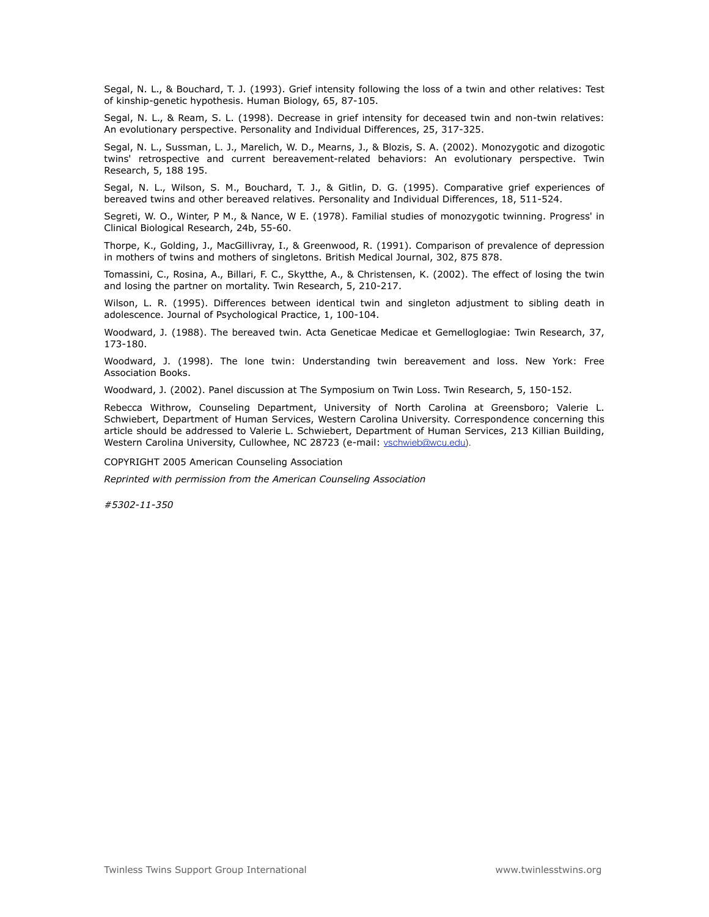Segal, N. L., & Bouchard, T. J. (1993). Grief intensity following the loss of a twin and other relatives: Test of kinship-genetic hypothesis. Human Biology, 65, 87-105.

Segal, N. L., & Ream, S. L. (1998). Decrease in grief intensity for deceased twin and non-twin relatives: An evolutionary perspective. Personality and Individual Differences, 25, 317-325.

Segal, N. L., Sussman, L. J., Marelich, W. D., Mearns, J., & Blozis, S. A. (2002). Monozygotic and dizogotic twins' retrospective and current bereavement-related behaviors: An evolutionary perspective. Twin Research, 5, 188 195.

Segal, N. L., Wilson, S. M., Bouchard, T. J., & Gitlin, D. G. (1995). Comparative grief experiences of bereaved twins and other bereaved relatives. Personality and Individual Differences, 18, 511-524.

Segreti, W. O., Winter, P M., & Nance, W E. (1978). Familial studies of monozygotic twinning. Progress' in Clinical Biological Research, 24b, 55-60.

Thorpe, K., Golding, J., MacGillivray, I., & Greenwood, R. (1991). Comparison of prevalence of depression in mothers of twins and mothers of singletons. British Medical Journal, 302, 875 878.

Tomassini, C., Rosina, A., Billari, F. C., Skytthe, A., & Christensen, K. (2002). The effect of losing the twin and losing the partner on mortality. Twin Research, 5, 210-217.

Wilson, L. R. (1995). Differences between identical twin and singleton adjustment to sibling death in adolescence. Journal of Psychological Practice, 1, 100-104.

Woodward, J. (1988). The bereaved twin. Acta Geneticae Medicae et Gemelloglogiae: Twin Research, 37, 173-180.

Woodward, J. (1998). The lone twin: Understanding twin bereavement and loss. New York: Free Association Books.

Woodward, J. (2002). Panel discussion at The Symposium on Twin Loss. Twin Research, 5, 150-152.

Rebecca Withrow, Counseling Department, University of North Carolina at Greensboro; Valerie L. Schwiebert, Department of Human Services, Western Carolina University. Correspondence concerning this article should be addressed to Valerie L. Schwiebert, Department of Human Services, 213 Killian Building, Western Carolina University, Cullowhee, NC 28723 (e-mail: vschwieb@wcu.edu).

COPYRIGHT 2005 American Counseling Association

*Reprinted with permission from the American Counseling Association*

*#5302-11-350*